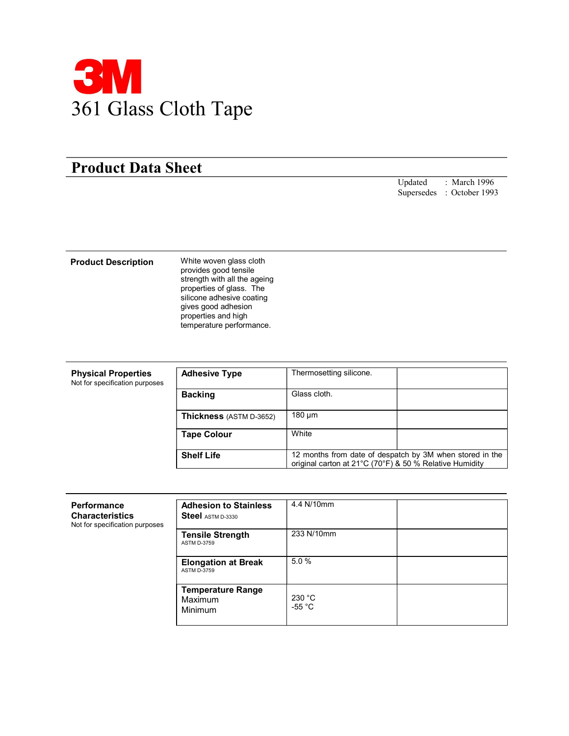3M

# 361 Glass Cloth Tape

## Product Data Sheet

Updated : March 1996
Supersedes : October 1993

**Product Description**

White woven glass cloth provides good tensile strength with all the ageing properties of glass. The silicone adhesive coating gives good adhesion properties and high temperature performance.

**Physical Properties**
Not for specification purposes

| | | |
|---|---|---|
| **Adhesive Type** | Thermosetting silicone. | |
| **Backing** | Glass cloth. | |
| **Thickness** (ASTM D-3652) | 180 µm | |
| **Tape Colour** | White | |
| **Shelf Life** | 12 months from date of despatch by 3M when stored in the original carton at 21°C (70°F) & 50 % Relative Humidity | |

**Performance Characteristics**
Not for specification purposes

| | | |
|---|---|---|
| **Adhesion to Stainless Steel** ASTM D-3330 | 4.4 N/10mm | |
| **Tensile Strength** ASTM D-3759 | 233 N/10mm | |
| **Elongation at Break** ASTM D-3759 | 5.0 % | |
| **Temperature Range** Maximum Minimum | 230 °C -55 °C | |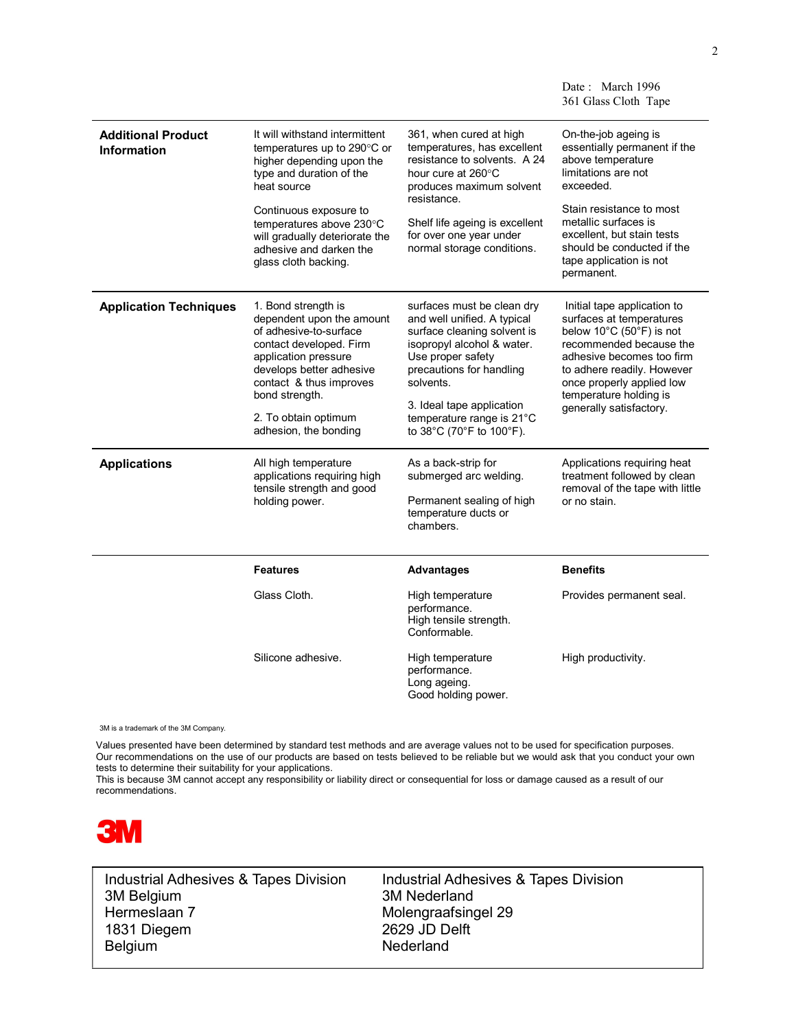Date : March 1996
361 Glass Cloth Tape

| | | | |
|---|---|---|---|
| **Additional Product Information** | It will withstand intermittent temperatures up to 290°C or higher depending upon the type and duration of the heat source<br><br>Continuous exposure to temperatures above 230°C will gradually deteriorate the adhesive and darken the glass cloth backing. | 361, when cured at high temperatures, has excellent resistance to solvents. A 24 hour cure at 260°C produces maximum solvent resistance.<br><br>Shelf life ageing is excellent for over one year under normal storage conditions. | On-the-job ageing is essentially permanent if the above temperature limitations are not exceeded.<br><br>Stain resistance to most metallic surfaces is excellent, but stain tests should be conducted if the tape application is not permanent. |
| **Application Techniques** | 1. Bond strength is dependent upon the amount of adhesive-to-surface contact developed. Firm application pressure develops better adhesive contact & thus improves bond strength.<br><br>2. To obtain optimum adhesion, the bonding | surfaces must be clean dry and well unified. A typical surface cleaning solvent is isopropyl alcohol & water. Use proper safety precautions for handling solvents.<br><br>3. Ideal tape application temperature range is 21°C to 38°C (70°F to 100°F). | Initial tape application to surfaces at temperatures below 10°C (50°F) is not recommended because the adhesive becomes too firm to adhere readily. However once properly applied low temperature holding is generally satisfactory. |
| **Applications** | All high temperature applications requiring high tensile strength and good holding power. | As a back-strip for submerged arc welding.<br><br>Permanent sealing of high temperature ducts or chambers. | Applications requiring heat treatment followed by clean removal of the tape with little or no stain. |

| Features | Advantages | Benefits |
|---|---|---|
| Glass Cloth. | High temperature performance.<br>High tensile strength.<br>Conformable. | Provides permanent seal. |
| Silicone adhesive. | High temperature performance.<br>Long ageing.<br>Good holding power. | High productivity. |

3M is a trademark of the 3M Company.

Values presented have been determined by standard test methods and are average values not to be used for specification purposes.
Our recommendations on the use of our products are based on tests believed to be reliable but we would ask that you conduct your own tests to determine their suitability for your applications.
This is because 3M cannot accept any responsibility or liability direct or consequential for loss or damage caused as a result of our recommendations.

**3M**

| | |
|---|---|
| Industrial Adhesives & Tapes Division<br>3M Belgium<br>Hermeslaan 7<br>1831 Diegem<br>Belgium | Industrial Adhesives & Tapes Division<br>3M Nederland<br>Molengraafsingel 29<br>2629 JD Delft<br>Nederland |